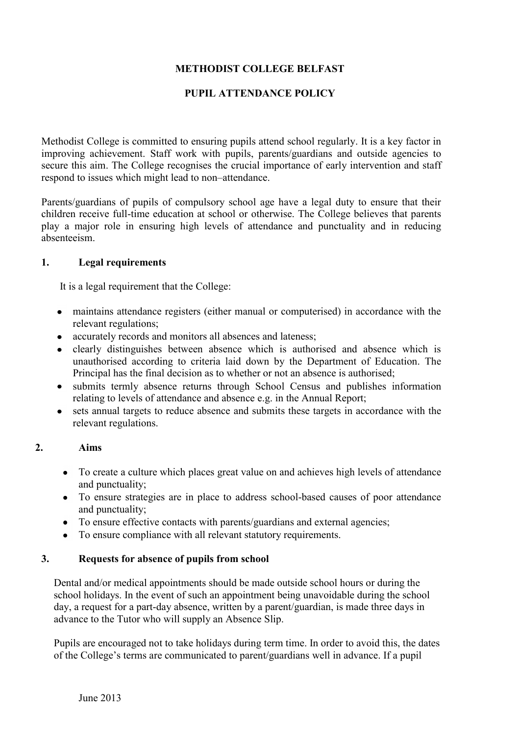# METHODIST COLLEGE BELFAST

## PUPIL ATTENDANCE POLICY

Methodist College is committed to ensuring pupils attend school regularly. It is a key factor in improving achievement. Staff work with pupils, parents/guardians and outside agencies to secure this aim. The College recognises the crucial importance of early intervention and staff respond to issues which might lead to non–attendance.

Parents/guardians of pupils of compulsory school age have a legal duty to ensure that their children receive full-time education at school or otherwise. The College believes that parents play a major role in ensuring high levels of attendance and punctuality and in reducing absenteeism.

### 1. Legal requirements

It is a legal requirement that the College:

- maintains attendance registers (either manual or computerised) in accordance with the relevant regulations;
- accurately records and monitors all absences and lateness;
- clearly distinguishes between absence which is authorised and absence which is unauthorised according to criteria laid down by the Department of Education. The Principal has the final decision as to whether or not an absence is authorised;
- submits termly absence returns through School Census and publishes information relating to levels of attendance and absence e.g. in the Annual Report;
- sets annual targets to reduce absence and submits these targets in accordance with the relevant regulations.

### 2. Aims

- To create a culture which places great value on and achieves high levels of attendance and punctuality;
- To ensure strategies are in place to address school-based causes of poor attendance and punctuality;
- To ensure effective contacts with parents/guardians and external agencies;
- To ensure compliance with all relevant statutory requirements.

### 3. Requests for absence of pupils from school

Dental and/or medical appointments should be made outside school hours or during the school holidays. In the event of such an appointment being unavoidable during the school day, a request for a part-day absence, written by a parent/guardian, is made three days in advance to the Tutor who will supply an Absence Slip.

Pupils are encouraged not to take holidays during term time. In order to avoid this, the dates of the College's terms are communicated to parent/guardians well in advance. If a pupil

June 2013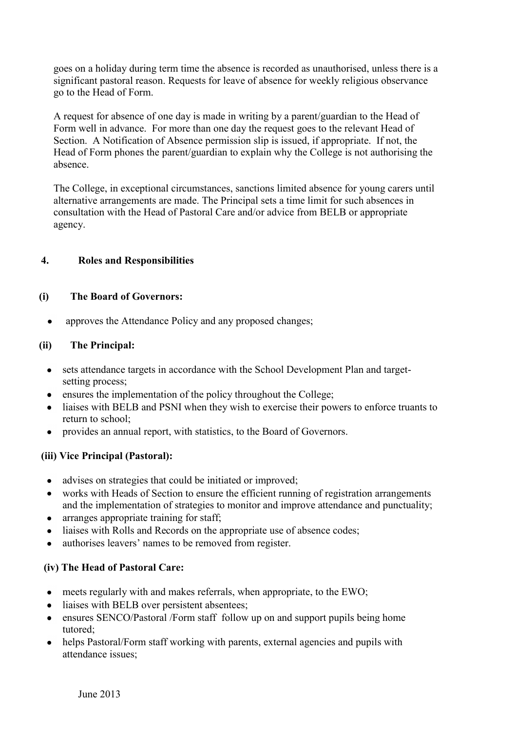goes on a holiday during term time the absence is recorded as unauthorised, unless there is a significant pastoral reason. Requests for leave of absence for weekly religious observance go to the Head of Form.

A request for absence of one day is made in writing by a parent/guardian to the Head of Form well in advance. For more than one day the request goes to the relevant Head of Section. A Notification of Absence permission slip is issued, if appropriate. If not, the Head of Form phones the parent/guardian to explain why the College is not authorising the absence.

The College, in exceptional circumstances, sanctions limited absence for young carers until alternative arrangements are made. The Principal sets a time limit for such absences in consultation with the Head of Pastoral Care and/or advice from BELB or appropriate agency.

## 4. Roles and Responsibilities

### (i) The Board of Governors:

- approves the Attendance Policy and any proposed changes;

### (ii) The Principal:

- sets attendance targets in accordance with the School Development Plan and target-setting process;
- ensures the implementation of the policy throughout the College;
- liaises with BELB and PSNI when they wish to exercise their powers to enforce truants to return to school;
- provides an annual report, with statistics, to the Board of Governors.

### (iii) Vice Principal (Pastoral):

- advises on strategies that could be initiated or improved;
- works with Heads of Section to ensure the efficient running of registration arrangements and the implementation of strategies to monitor and improve attendance and punctuality;
- arranges appropriate training for staff;
- liaises with Rolls and Records on the appropriate use of absence codes;
- authorises leavers' names to be removed from register.

### (iv) The Head of Pastoral Care:

- meets regularly with and makes referrals, when appropriate, to the EWO;
- liaises with BELB over persistent absentees;
- ensures SENCO/Pastoral /Form staff follow up on and support pupils being home tutored;
- helps Pastoral/Form staff working with parents, external agencies and pupils with attendance issues;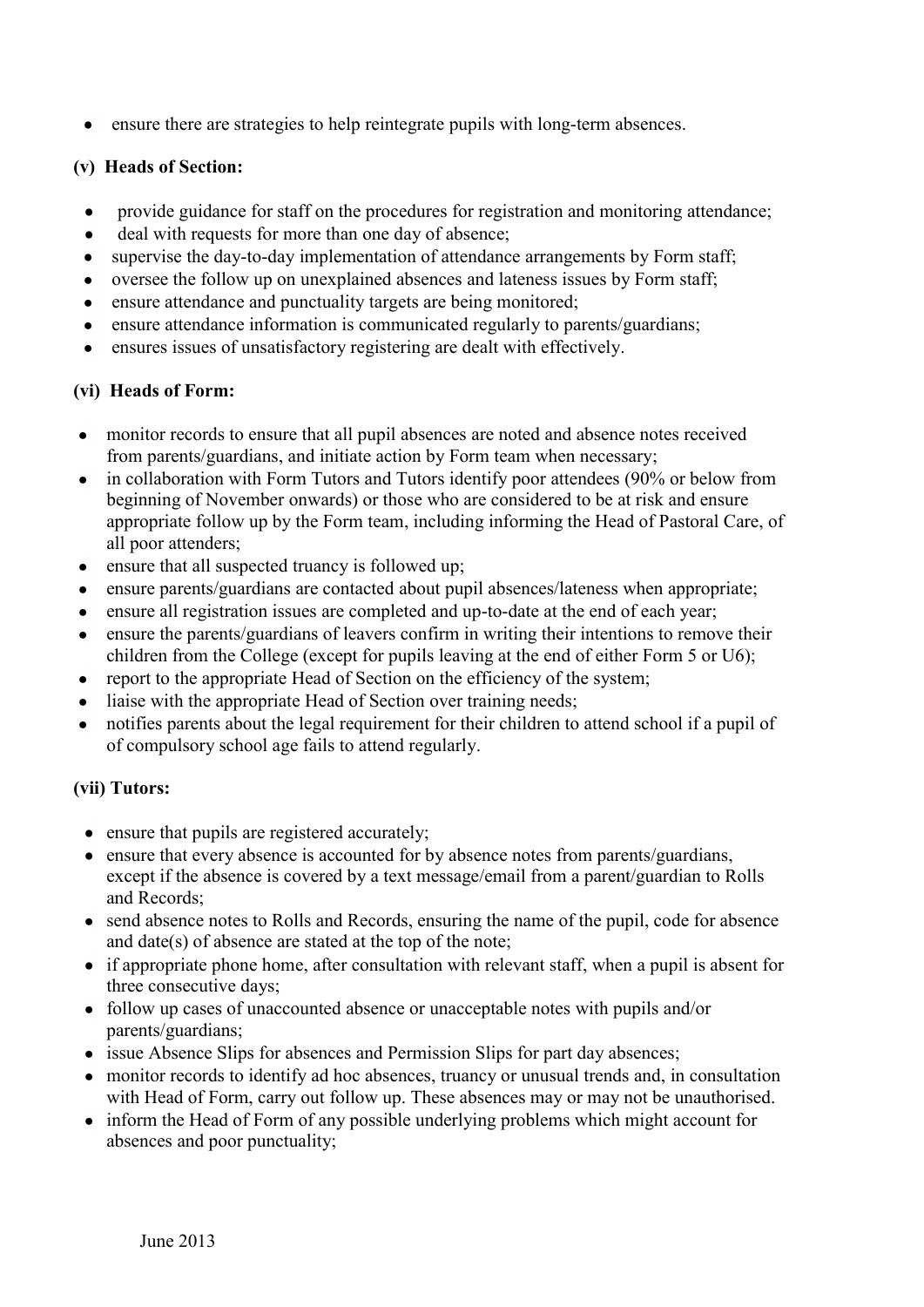- ensure there are strategies to help reintegrate pupils with long-term absences.

**(v) Heads of Section:**

- provide guidance for staff on the procedures for registration and monitoring attendance;
- deal with requests for more than one day of absence;
- supervise the day-to-day implementation of attendance arrangements by Form staff;
- oversee the follow up on unexplained absences and lateness issues by Form staff;
- ensure attendance and punctuality targets are being monitored;
- ensure attendance information is communicated regularly to parents/guardians;
- ensures issues of unsatisfactory registering are dealt with effectively.

**(vi) Heads of Form:**

- monitor records to ensure that all pupil absences are noted and absence notes received from parents/guardians, and initiate action by Form team when necessary;
- in collaboration with Form Tutors and Tutors identify poor attendees (90% or below from beginning of November onwards) or those who are considered to be at risk and ensure appropriate follow up by the Form team, including informing the Head of Pastoral Care, of all poor attenders;
- ensure that all suspected truancy is followed up;
- ensure parents/guardians are contacted about pupil absences/lateness when appropriate;
- ensure all registration issues are completed and up-to-date at the end of each year;
- ensure the parents/guardians of leavers confirm in writing their intentions to remove their children from the College (except for pupils leaving at the end of either Form 5 or U6);
- report to the appropriate Head of Section on the efficiency of the system;
- liaise with the appropriate Head of Section over training needs;
- notifies parents about the legal requirement for their children to attend school if a pupil of of compulsory school age fails to attend regularly.

**(vii) Tutors:**

- ensure that pupils are registered accurately;
- ensure that every absence is accounted for by absence notes from parents/guardians, except if the absence is covered by a text message/email from a parent/guardian to Rolls and Records;
- send absence notes to Rolls and Records, ensuring the name of the pupil, code for absence and date(s) of absence are stated at the top of the note;
- if appropriate phone home, after consultation with relevant staff, when a pupil is absent for three consecutive days;
- follow up cases of unaccounted absence or unacceptable notes with pupils and/or parents/guardians;
- issue Absence Slips for absences and Permission Slips for part day absences;
- monitor records to identify ad hoc absences, truancy or unusual trends and, in consultation with Head of Form, carry out follow up. These absences may or may not be unauthorised.
- inform the Head of Form of any possible underlying problems which might account for absences and poor punctuality;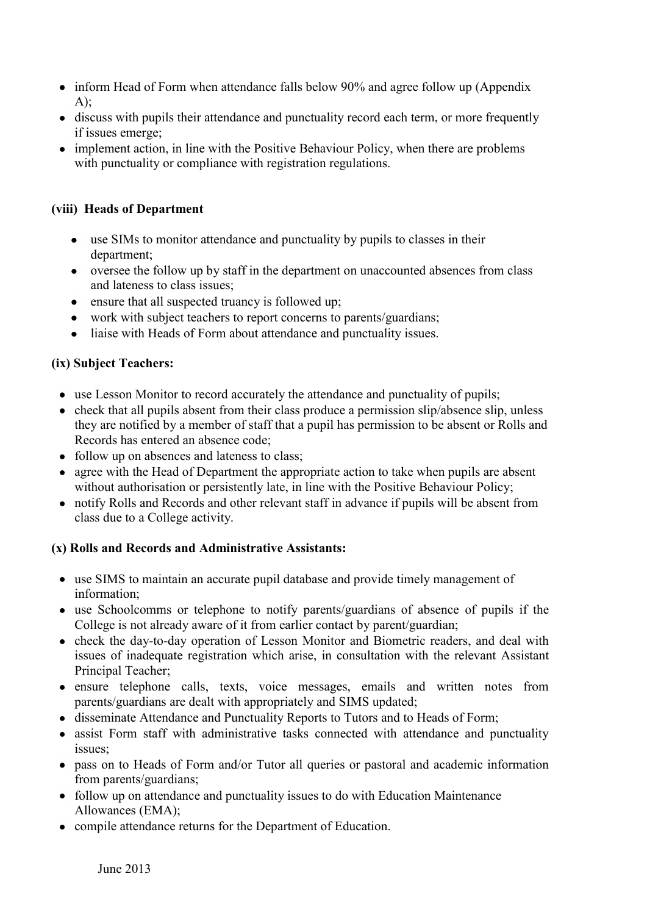- inform Head of Form when attendance falls below 90% and agree follow up (Appendix A);
- discuss with pupils their attendance and punctuality record each term, or more frequently if issues emerge;
- implement action, in line with the Positive Behaviour Policy, when there are problems with punctuality or compliance with registration regulations.

### (viii) Heads of Department

- use SIMs to monitor attendance and punctuality by pupils to classes in their department;
- oversee the follow up by staff in the department on unaccounted absences from class and lateness to class issues;
- ensure that all suspected truancy is followed up;
- work with subject teachers to report concerns to parents/guardians;
- liaise with Heads of Form about attendance and punctuality issues.

### (ix) Subject Teachers:

- use Lesson Monitor to record accurately the attendance and punctuality of pupils;
- check that all pupils absent from their class produce a permission slip/absence slip, unless they are notified by a member of staff that a pupil has permission to be absent or Rolls and Records has entered an absence code;
- follow up on absences and lateness to class;
- agree with the Head of Department the appropriate action to take when pupils are absent without authorisation or persistently late, in line with the Positive Behaviour Policy;
- notify Rolls and Records and other relevant staff in advance if pupils will be absent from class due to a College activity.

### (x) Rolls and Records and Administrative Assistants:

- use SIMS to maintain an accurate pupil database and provide timely management of information;
- use Schoolcomms or telephone to notify parents/guardians of absence of pupils if the College is not already aware of it from earlier contact by parent/guardian;
- check the day-to-day operation of Lesson Monitor and Biometric readers, and deal with issues of inadequate registration which arise, in consultation with the relevant Assistant Principal Teacher;
- ensure telephone calls, texts, voice messages, emails and written notes from parents/guardians are dealt with appropriately and SIMS updated;
- disseminate Attendance and Punctuality Reports to Tutors and to Heads of Form;
- assist Form staff with administrative tasks connected with attendance and punctuality issues;
- pass on to Heads of Form and/or Tutor all queries or pastoral and academic information from parents/guardians;
- follow up on attendance and punctuality issues to do with Education Maintenance Allowances (EMA);
- compile attendance returns for the Department of Education.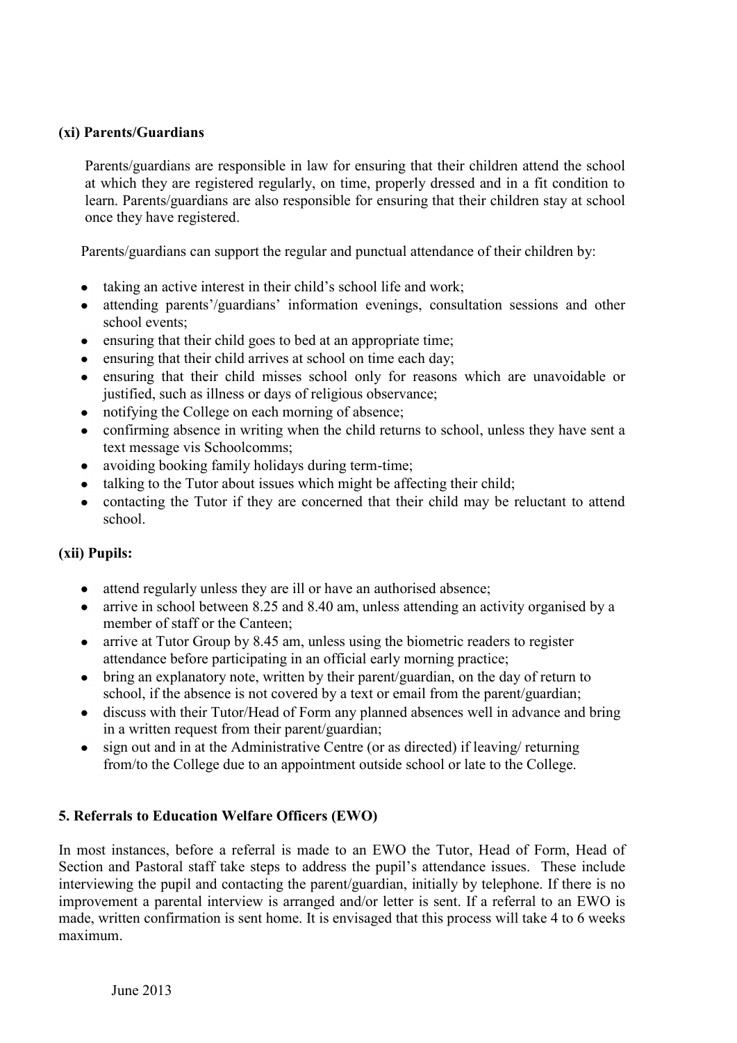### (xi) Parents/Guardians

Parents/guardians are responsible in law for ensuring that their children attend the school at which they are registered regularly, on time, properly dressed and in a fit condition to learn. Parents/guardians are also responsible for ensuring that their children stay at school once they have registered.

Parents/guardians can support the regular and punctual attendance of their children by:

- taking an active interest in their child's school life and work;
- attending parents'/guardians' information evenings, consultation sessions and other school events;
- ensuring that their child goes to bed at an appropriate time;
- ensuring that their child arrives at school on time each day;
- ensuring that their child misses school only for reasons which are unavoidable or justified, such as illness or days of religious observance;
- notifying the College on each morning of absence;
- confirming absence in writing when the child returns to school, unless they have sent a text message vis Schoolcomms;
- avoiding booking family holidays during term-time;
- talking to the Tutor about issues which might be affecting their child;
- contacting the Tutor if they are concerned that their child may be reluctant to attend school.

### (xii) Pupils:

- attend regularly unless they are ill or have an authorised absence;
- arrive in school between 8.25 and 8.40 am, unless attending an activity organised by a member of staff or the Canteen;
- arrive at Tutor Group by 8.45 am, unless using the biometric readers to register attendance before participating in an official early morning practice;
- bring an explanatory note, written by their parent/guardian, on the day of return to school, if the absence is not covered by a text or email from the parent/guardian;
- discuss with their Tutor/Head of Form any planned absences well in advance and bring in a written request from their parent/guardian;
- sign out and in at the Administrative Centre (or as directed) if leaving/ returning from/to the College due to an appointment outside school or late to the College.

## 5. Referrals to Education Welfare Officers (EWO)

In most instances, before a referral is made to an EWO the Tutor, Head of Form, Head of Section and Pastoral staff take steps to address the pupil's attendance issues. These include interviewing the pupil and contacting the parent/guardian, initially by telephone. If there is no improvement a parental interview is arranged and/or letter is sent. If a referral to an EWO is made, written confirmation is sent home. It is envisaged that this process will take 4 to 6 weeks maximum.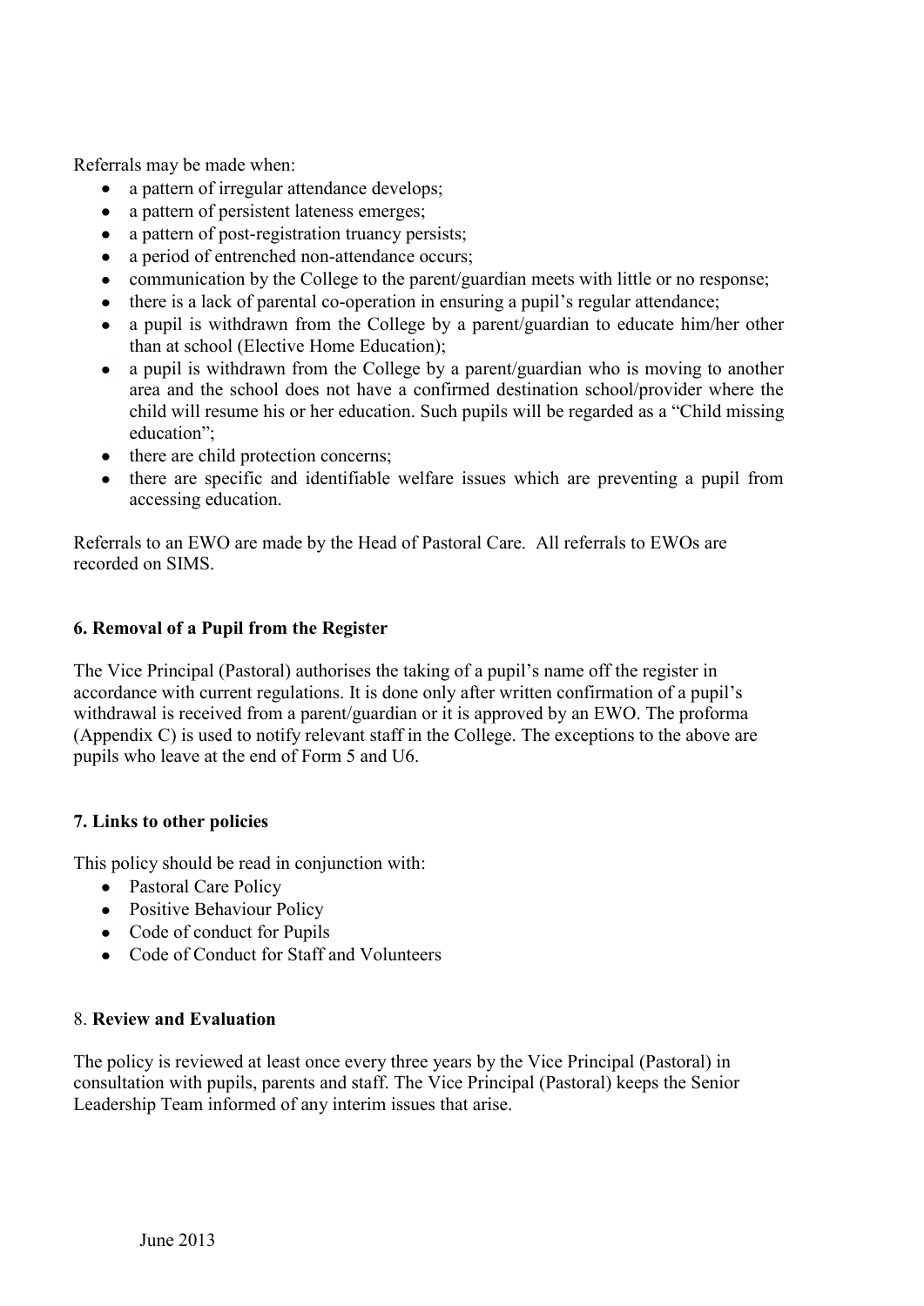Referrals may be made when:

- a pattern of irregular attendance develops;
- a pattern of persistent lateness emerges;
- a pattern of post-registration truancy persists;
- a period of entrenched non-attendance occurs;
- communication by the College to the parent/guardian meets with little or no response;
- there is a lack of parental co-operation in ensuring a pupil's regular attendance;
- a pupil is withdrawn from the College by a parent/guardian to educate him/her other than at school (Elective Home Education);
- a pupil is withdrawn from the College by a parent/guardian who is moving to another area and the school does not have a confirmed destination school/provider where the child will resume his or her education. Such pupils will be regarded as a "Child missing education";
- there are child protection concerns;
- there are specific and identifiable welfare issues which are preventing a pupil from accessing education.

Referrals to an EWO are made by the Head of Pastoral Care. All referrals to EWOs are recorded on SIMS.

**6. Removal of a Pupil from the Register**

The Vice Principal (Pastoral) authorises the taking of a pupil's name off the register in accordance with current regulations. It is done only after written confirmation of a pupil's withdrawal is received from a parent/guardian or it is approved by an EWO. The proforma (Appendix C) is used to notify relevant staff in the College. The exceptions to the above are pupils who leave at the end of Form 5 and U6.

**7. Links to other policies**

This policy should be read in conjunction with:

- Pastoral Care Policy
- Positive Behaviour Policy
- Code of conduct for Pupils
- Code of Conduct for Staff and Volunteers

8. **Review and Evaluation**

The policy is reviewed at least once every three years by the Vice Principal (Pastoral) in consultation with pupils, parents and staff. The Vice Principal (Pastoral) keeps the Senior Leadership Team informed of any interim issues that arise.

June 2013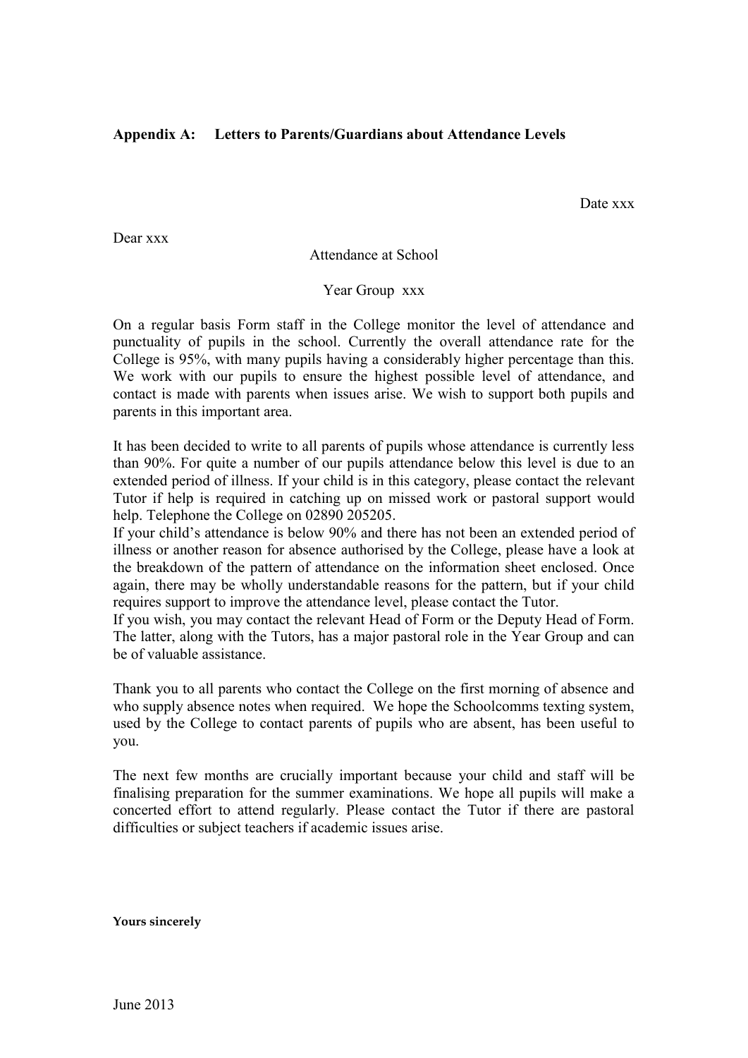**Appendix A: Letters to Parents/Guardians about Attendance Levels**

Date xxx

Dear xxx

Attendance at School

Year Group xxx

On a regular basis Form staff in the College monitor the level of attendance and punctuality of pupils in the school. Currently the overall attendance rate for the College is 95%, with many pupils having a considerably higher percentage than this. We work with our pupils to ensure the highest possible level of attendance, and contact is made with parents when issues arise. We wish to support both pupils and parents in this important area.

It has been decided to write to all parents of pupils whose attendance is currently less than 90%. For quite a number of our pupils attendance below this level is due to an extended period of illness. If your child is in this category, please contact the relevant Tutor if help is required in catching up on missed work or pastoral support would help. Telephone the College on 02890 205205.
If your child's attendance is below 90% and there has not been an extended period of illness or another reason for absence authorised by the College, please have a look at the breakdown of the pattern of attendance on the information sheet enclosed. Once again, there may be wholly understandable reasons for the pattern, but if your child requires support to improve the attendance level, please contact the Tutor.
If you wish, you may contact the relevant Head of Form or the Deputy Head of Form. The latter, along with the Tutors, has a major pastoral role in the Year Group and can be of valuable assistance.

Thank you to all parents who contact the College on the first morning of absence and who supply absence notes when required. We hope the Schoolcomms texting system, used by the College to contact parents of pupils who are absent, has been useful to you.

The next few months are crucially important because your child and staff will be finalising preparation for the summer examinations. We hope all pupils will make a concerted effort to attend regularly. Please contact the Tutor if there are pastoral difficulties or subject teachers if academic issues arise.

**Yours sincerely**

June 2013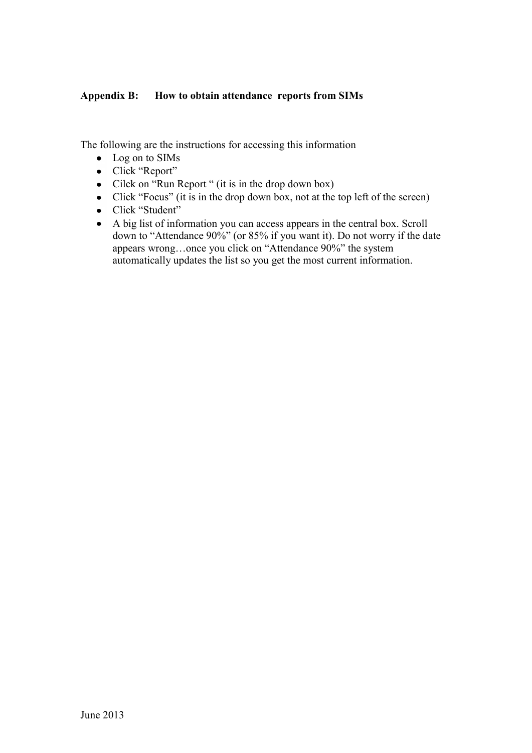**Appendix B: How to obtain attendance reports from SIMs**

The following are the instructions for accessing this information

- Log on to SIMs
- Click “Report”
- Cilck on “Run Report “ (it is in the drop down box)
- Click “Focus” (it is in the drop down box, not at the top left of the screen)
- Click “Student”
- A big list of information you can access appears in the central box. Scroll down to “Attendance 90%” (or 85% if you want it). Do not worry if the date appears wrong…once you click on “Attendance 90%” the system automatically updates the list so you get the most current information.

June 2013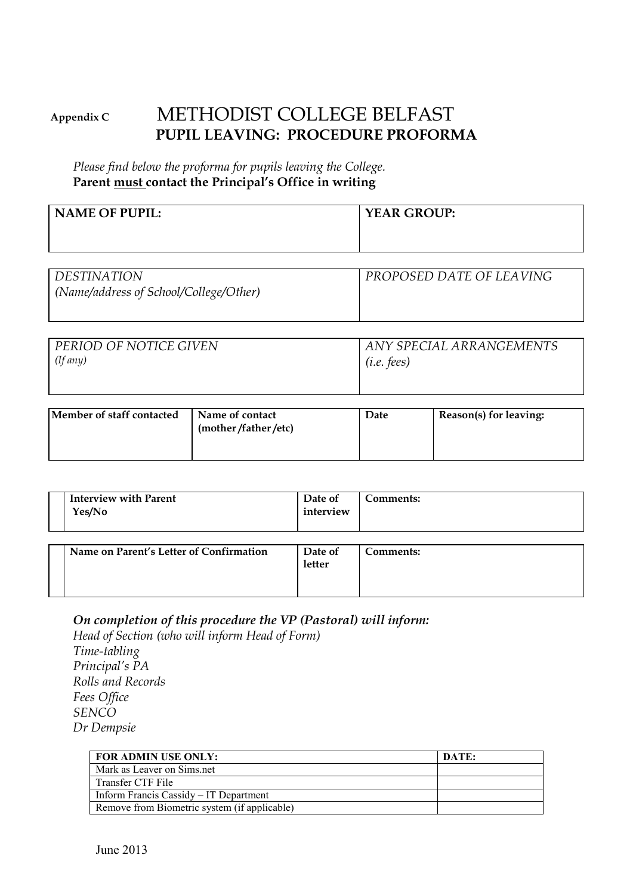Appendix C

# METHODIST COLLEGE BELFAST

## PUPIL LEAVING: PROCEDURE PROFORMA

*Please find below the proforma for pupils leaving the College.*
**Parent must contact the Principal's Office in writing**

| NAME OF PUPIL: | YEAR GROUP: |
|---|---|
| | |

| *DESTINATION (Name/address of School/College/Other)* | *PROPOSED DATE OF LEAVING* |
|---|---|
| | |

| *PERIOD OF NOTICE GIVEN (If any)* | *ANY SPECIAL ARRANGEMENTS (i.e. fees)* |
|---|---|
| | |

| Member of staff contacted | Name of contact (mother/father/etc) | Date | Reason(s) for leaving: |
|---|---|---|---|
| | | | |

| | Interview with Parent Yes/No | Date of interview | Comments: |
|---|---|---|---|
| | | | |

| | Name on Parent's Letter of Confirmation | Date of letter | Comments: |
|---|---|---|---|
| | | | |

***On completion of this procedure the VP (Pastoral) will inform:***
*Head of Section (who will inform Head of Form)*
*Time-tabling*
*Principal's PA*
*Rolls and Records*
*Fees Office*
*SENCO*
*Dr Dempsie*

| FOR ADMIN USE ONLY: | DATE: |
|---|---|
| Mark as Leaver on Sims.net | |
| Transfer CTF File | |
| Inform Francis Cassidy – IT Department | |
| Remove from Biometric system (if applicable) | |

June 2013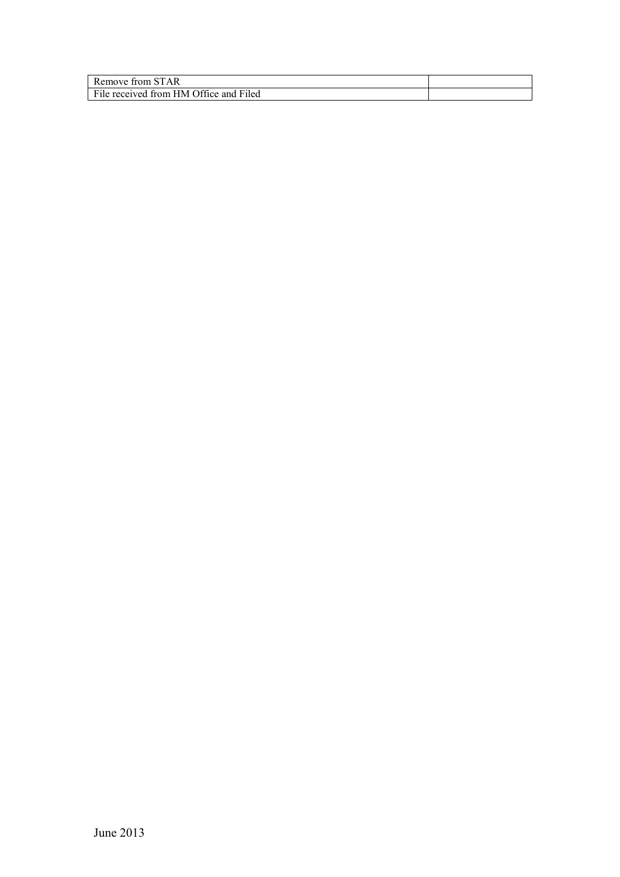| | |
|---|---|
| Remove from STAR | |
| File received from HM Office and Filed | |

June 2013